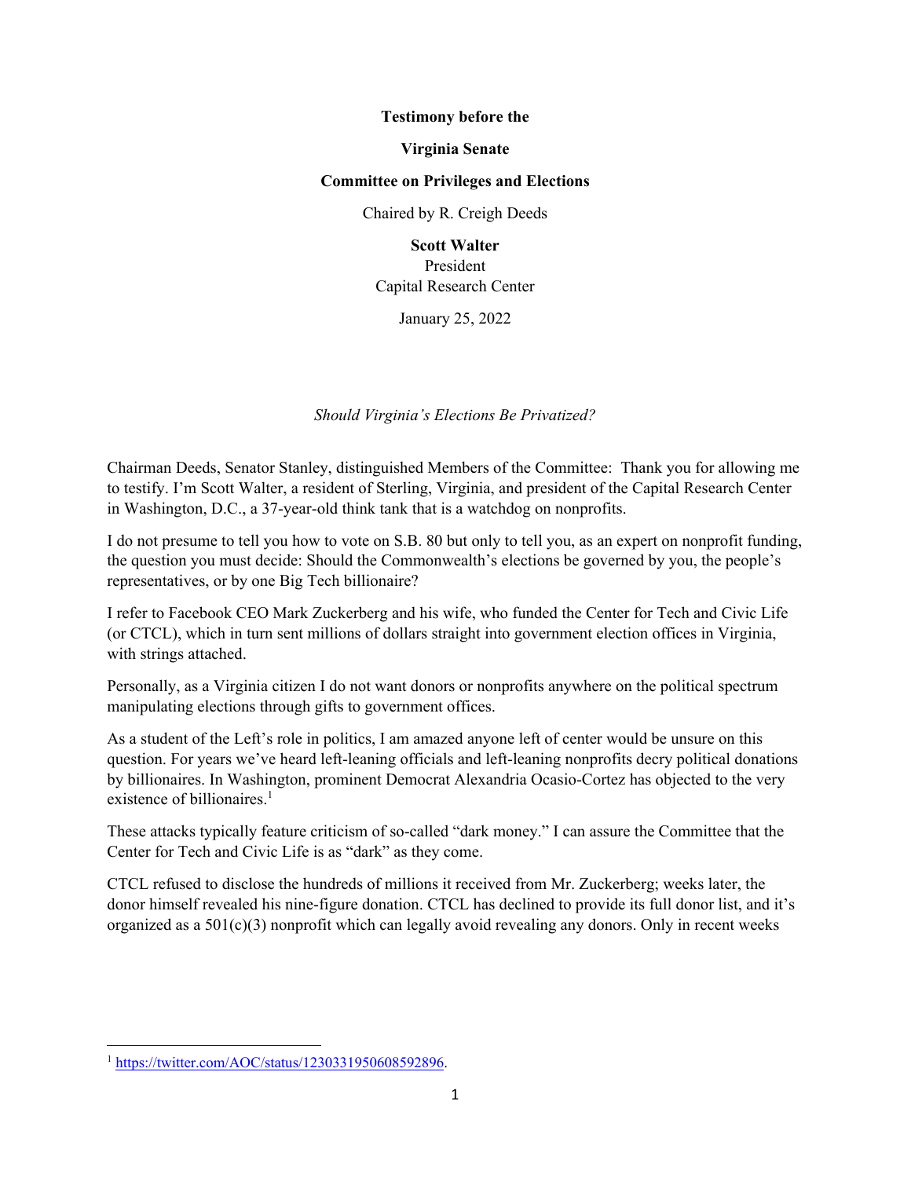**Testimony before the**

**Virginia Senate**

**Committee on Privileges and Elections**

Chaired by R. Creigh Deeds

**Scott Walter**
President
Capital Research Center

January 25, 2022

*Should Virginia's Elections Be Privatized?*

Chairman Deeds, Senator Stanley, distinguished Members of the Committee: Thank you for allowing me to testify. I'm Scott Walter, a resident of Sterling, Virginia, and president of the Capital Research Center in Washington, D.C., a 37-year-old think tank that is a watchdog on nonprofits.

I do not presume to tell you how to vote on S.B. 80 but only to tell you, as an expert on nonprofit funding, the question you must decide: Should the Commonwealth's elections be governed by you, the people's representatives, or by one Big Tech billionaire?

I refer to Facebook CEO Mark Zuckerberg and his wife, who funded the Center for Tech and Civic Life (or CTCL), which in turn sent millions of dollars straight into government election offices in Virginia, with strings attached.

Personally, as a Virginia citizen I do not want donors or nonprofits anywhere on the political spectrum manipulating elections through gifts to government offices.

As a student of the Left's role in politics, I am amazed anyone left of center would be unsure on this question. For years we've heard left-leaning officials and left-leaning nonprofits decry political donations by billionaires. In Washington, prominent Democrat Alexandria Ocasio-Cortez has objected to the very existence of billionaires.[1]

These attacks typically feature criticism of so-called "dark money." I can assure the Committee that the Center for Tech and Civic Life is as "dark" as they come.

CTCL refused to disclose the hundreds of millions it received from Mr. Zuckerberg; weeks later, the donor himself revealed his nine-figure donation. CTCL has declined to provide its full donor list, and it's organized as a 501(c)(3) nonprofit which can legally avoid revealing any donors. Only in recent weeks

---

[1] https://twitter.com/AOC/status/1230331950608592896.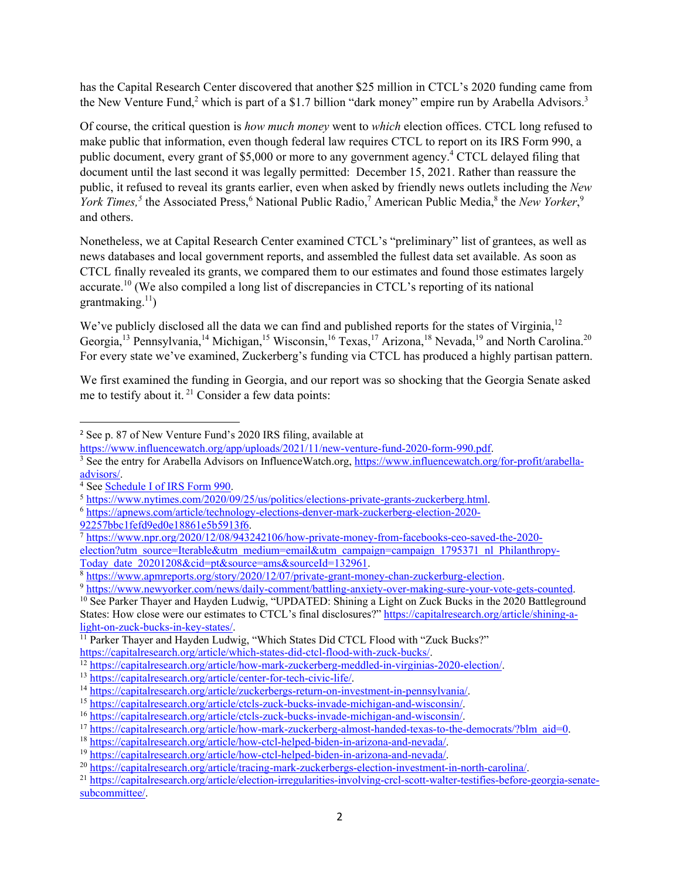has the Capital Research Center discovered that another $25 million in CTCL's 2020 funding came from the New Venture Fund,[2] which is part of a $1.7 billion "dark money" empire run by Arabella Advisors.[3]

Of course, the critical question is *how much money* went to *which* election offices. CTCL long refused to make public that information, even though federal law requires CTCL to report on its IRS Form 990, a public document, every grant of $5,000 or more to any government agency.[4] CTCL delayed filing that document until the last second it was legally permitted: December 15, 2021. Rather than reassure the public, it refused to reveal its grants earlier, even when asked by friendly news outlets including the *New York Times,*[5] the Associated Press,[6] National Public Radio,[7] American Public Media,[8] the *New Yorker*,[9] and others.

Nonetheless, we at Capital Research Center examined CTCL's "preliminary" list of grantees, as well as news databases and local government reports, and assembled the fullest data set available. As soon as CTCL finally revealed its grants, we compared them to our estimates and found those estimates largely accurate.[10] (We also compiled a long list of discrepancies in CTCL's reporting of its national grantmaking.[11])

We've publicly disclosed all the data we can find and published reports for the states of Virginia,[12] Georgia,[13] Pennsylvania,[14] Michigan,[15] Wisconsin,[16] Texas,[17] Arizona,[18] Nevada,[19] and North Carolina.[20] For every state we've examined, Zuckerberg's funding via CTCL has produced a highly partisan pattern.

We first examined the funding in Georgia, and our report was so shocking that the Georgia Senate asked me to testify about it.[21] Consider a few data points:

---

[2] See p. 87 of New Venture Fund's 2020 IRS filing, available at https://www.influencewatch.org/app/uploads/2021/11/new-venture-fund-2020-form-990.pdf.

[3] See the entry for Arabella Advisors on InfluenceWatch.org, https://www.influencewatch.org/for-profit/arabella-advisors/.

[4] See Schedule I of IRS Form 990.

[5] https://www.nytimes.com/2020/09/25/us/politics/elections-private-grants-zuckerberg.html.

[6] https://apnews.com/article/technology-elections-denver-mark-zuckerberg-election-2020-92257bbc1fefd9ed0e18861e5b5913f6.

[7] https://www.npr.org/2020/12/08/943242106/how-private-money-from-facebooks-ceo-saved-the-2020-election?utm_source=Iterable&utm_medium=email&utm_campaign=campaign_1795371_nl_Philanthropy-Today_date_20201208&cid=pt&source=ams&sourceId=132961.

[8] https://www.apmreports.org/story/2020/12/07/private-grant-money-chan-zuckerburg-election.

[9] https://www.newyorker.com/news/daily-comment/battling-anxiety-over-making-sure-your-vote-gets-counted.

[10] See Parker Thayer and Hayden Ludwig, "UPDATED: Shining a Light on Zuck Bucks in the 2020 Battleground States: How close were our estimates to CTCL's final disclosures?" https://capitalresearch.org/article/shining-a-light-on-zuck-bucks-in-key-states/.

[11] Parker Thayer and Hayden Ludwig, "Which States Did CTCL Flood with "Zuck Bucks?" https://capitalresearch.org/article/which-states-did-ctcl-flood-with-zuck-bucks/.

[12] https://capitalresearch.org/article/how-mark-zuckerberg-meddled-in-virginias-2020-election/.

[13] https://capitalresearch.org/article/center-for-tech-civic-life/.

[14] https://capitalresearch.org/article/zuckerbergs-return-on-investment-in-pennsylvania/.

[15] https://capitalresearch.org/article/ctcls-zuck-bucks-invade-michigan-and-wisconsin/.

[16] https://capitalresearch.org/article/ctcls-zuck-bucks-invade-michigan-and-wisconsin/.

[17] https://capitalresearch.org/article/how-mark-zuckerberg-almost-handed-texas-to-the-democrats/?blm_aid=0.

[18] https://capitalresearch.org/article/how-ctcl-helped-biden-in-arizona-and-nevada/.

[19] https://capitalresearch.org/article/how-ctcl-helped-biden-in-arizona-and-nevada/.

[20] https://capitalresearch.org/article/tracing-mark-zuckerbergs-election-investment-in-north-carolina/.

[21] https://capitalresearch.org/article/election-irregularities-involving-crcl-scott-walter-testifies-before-georgia-senate-subcommittee/.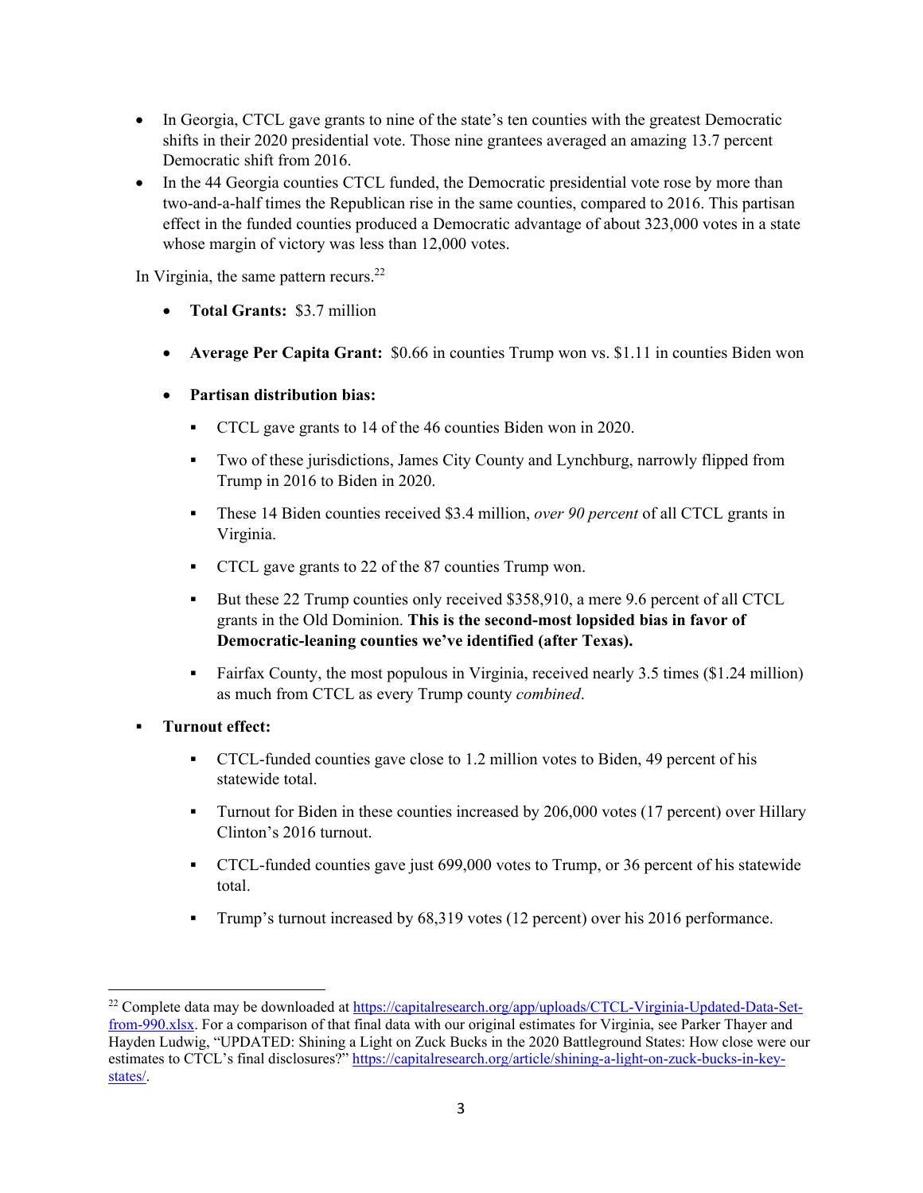- In Georgia, CTCL gave grants to nine of the state's ten counties with the greatest Democratic shifts in their 2020 presidential vote. Those nine grantees averaged an amazing 13.7 percent Democratic shift from 2016.
- In the 44 Georgia counties CTCL funded, the Democratic presidential vote rose by more than two-and-a-half times the Republican rise in the same counties, compared to 2016. This partisan effect in the funded counties produced a Democratic advantage of about 323,000 votes in a state whose margin of victory was less than 12,000 votes.

In Virginia, the same pattern recurs.[22]

- **Total Grants:** $3.7 million
- **Average Per Capita Grant:** $0.66 in counties Trump won vs. $1.11 in counties Biden won
- **Partisan distribution bias:**
  - CTCL gave grants to 14 of the 46 counties Biden won in 2020.
  - Two of these jurisdictions, James City County and Lynchburg, narrowly flipped from Trump in 2016 to Biden in 2020.
  - These 14 Biden counties received $3.4 million, *over 90 percent* of all CTCL grants in Virginia.
  - CTCL gave grants to 22 of the 87 counties Trump won.
  - But these 22 Trump counties only received $358,910, a mere 9.6 percent of all CTCL grants in the Old Dominion. **This is the second-most lopsided bias in favor of Democratic-leaning counties we've identified (after Texas).**
  - Fairfax County, the most populous in Virginia, received nearly 3.5 times ($1.24 million) as much from CTCL as every Trump county *combined*.
- **Turnout effect:**
  - CTCL-funded counties gave close to 1.2 million votes to Biden, 49 percent of his statewide total.
  - Turnout for Biden in these counties increased by 206,000 votes (17 percent) over Hillary Clinton's 2016 turnout.
  - CTCL-funded counties gave just 699,000 votes to Trump, or 36 percent of his statewide total.
  - Trump's turnout increased by 68,319 votes (12 percent) over his 2016 performance.

[22] Complete data may be downloaded at https://capitalresearch.org/app/uploads/CTCL-Virginia-Updated-Data-Set-from-990.xlsx. For a comparison of that final data with our original estimates for Virginia, see Parker Thayer and Hayden Ludwig, "UPDATED: Shining a Light on Zuck Bucks in the 2020 Battleground States: How close were our estimates to CTCL's final disclosures?" https://capitalresearch.org/article/shining-a-light-on-zuck-bucks-in-key-states/.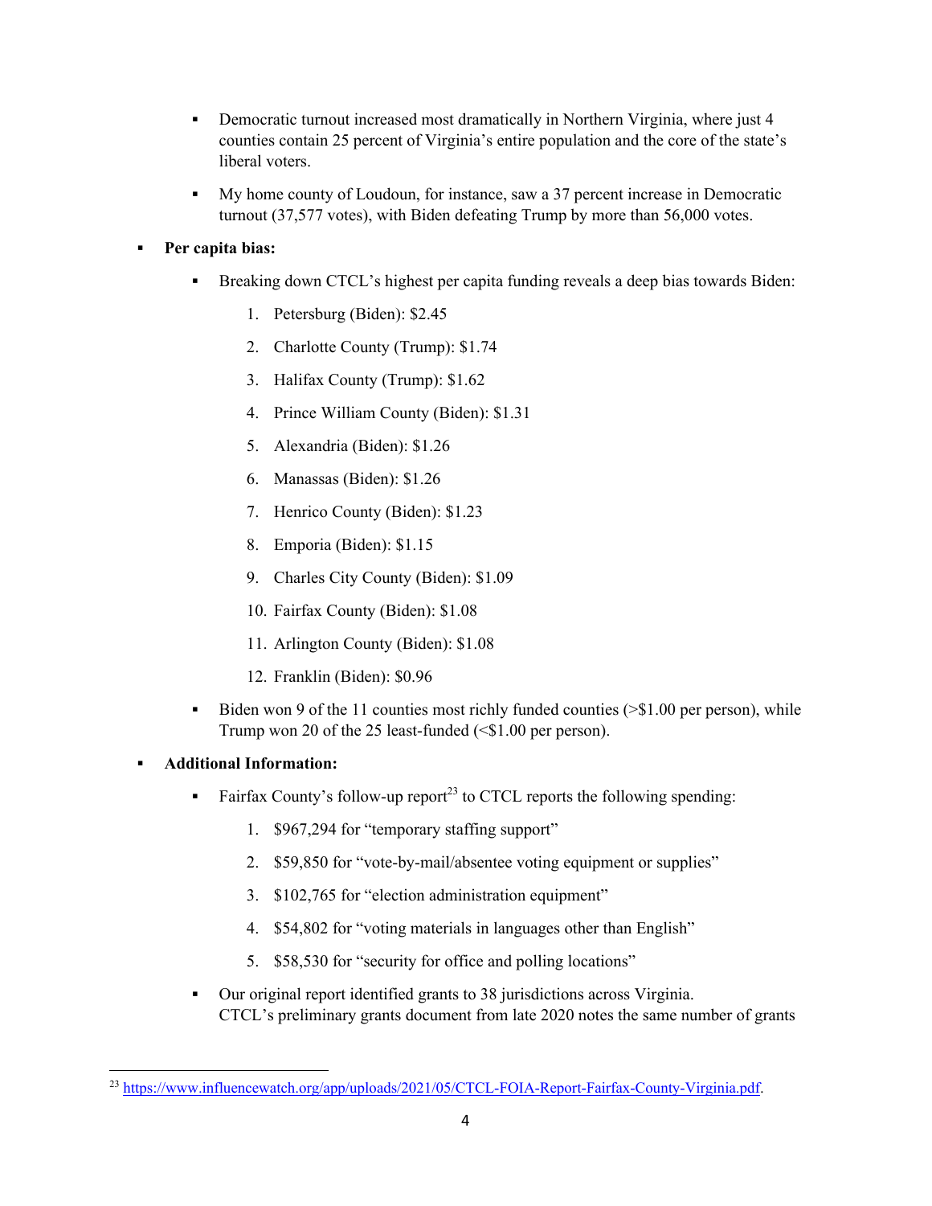- Democratic turnout increased most dramatically in Northern Virginia, where just 4 counties contain 25 percent of Virginia's entire population and the core of the state's liberal voters.
- My home county of Loudoun, for instance, saw a 37 percent increase in Democratic turnout (37,577 votes), with Biden defeating Trump by more than 56,000 votes.

- **Per capita bias:**
  - Breaking down CTCL's highest per capita funding reveals a deep bias towards Biden:
    1. Petersburg (Biden): $2.45
    2. Charlotte County (Trump): $1.74
    3. Halifax County (Trump): $1.62
    4. Prince William County (Biden): $1.31
    5. Alexandria (Biden): $1.26
    6. Manassas (Biden): $1.26
    7. Henrico County (Biden): $1.23
    8. Emporia (Biden): $1.15
    9. Charles City County (Biden): $1.09
    10. Fairfax County (Biden): $1.08
    11. Arlington County (Biden): $1.08
    12. Franklin (Biden): $0.96
  - Biden won 9 of the 11 counties most richly funded counties (>$1.00 per person), while Trump won 20 of the 25 least-funded (<$1.00 per person).

- **Additional Information:**
  - Fairfax County's follow-up report[23] to CTCL reports the following spending:
    1. $967,294 for "temporary staffing support"
    2. $59,850 for "vote-by-mail/absentee voting equipment or supplies"
    3. $102,765 for "election administration equipment"
    4. $54,802 for "voting materials in languages other than English"
    5. $58,530 for "security for office and polling locations"
  - Our original report identified grants to 38 jurisdictions across Virginia. CTCL's preliminary grants document from late 2020 notes the same number of grants

---

[23] https://www.influencewatch.org/app/uploads/2021/05/CTCL-FOIA-Report-Fairfax-County-Virginia.pdf.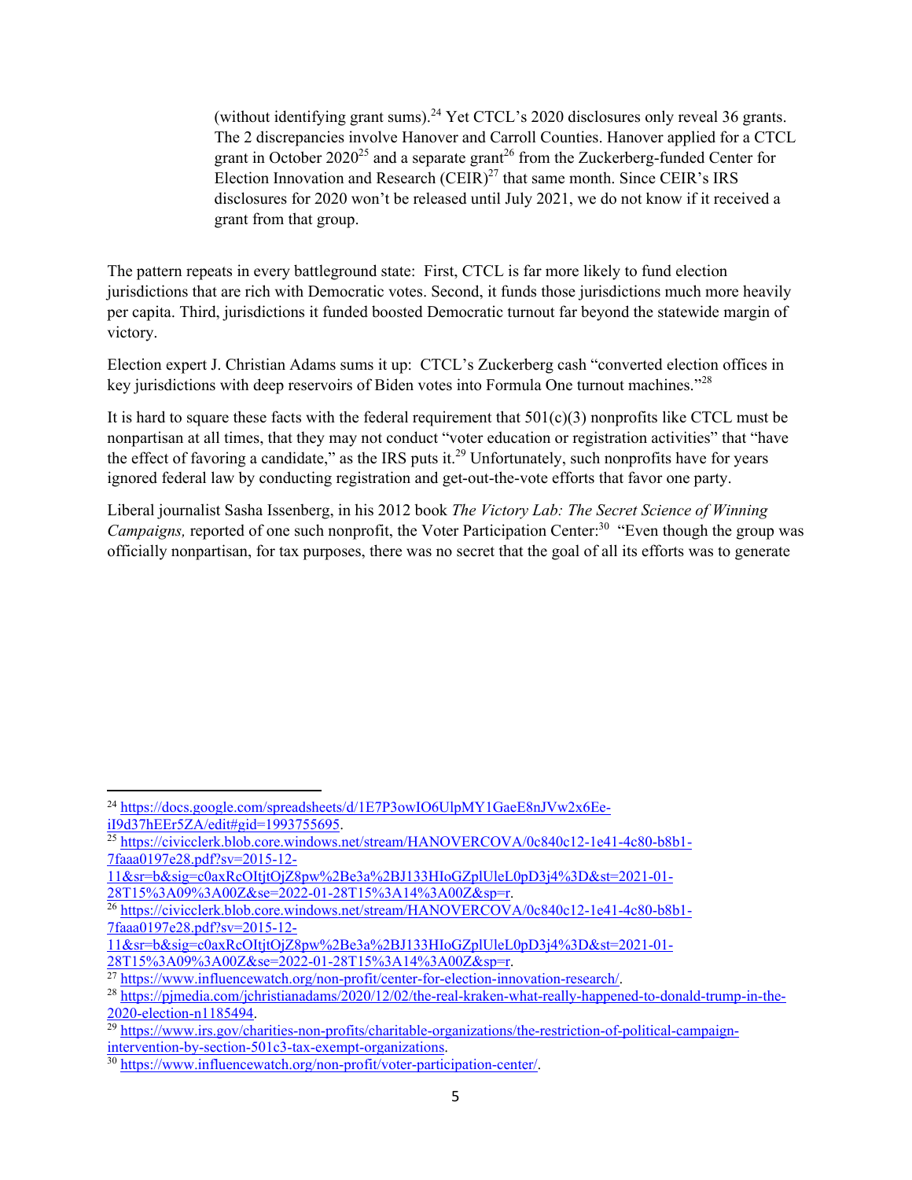> (without identifying grant sums).[24] Yet CTCL's 2020 disclosures only reveal 36 grants. The 2 discrepancies involve Hanover and Carroll Counties. Hanover applied for a CTCL grant in October 2020[25] and a separate grant[26] from the Zuckerberg-funded Center for Election Innovation and Research (CEIR)[27] that same month. Since CEIR's IRS disclosures for 2020 won't be released until July 2021, we do not know if it received a grant from that group.

The pattern repeats in every battleground state: First, CTCL is far more likely to fund election jurisdictions that are rich with Democratic votes. Second, it funds those jurisdictions much more heavily per capita. Third, jurisdictions it funded boosted Democratic turnout far beyond the statewide margin of victory.

Election expert J. Christian Adams sums it up: CTCL's Zuckerberg cash "converted election offices in key jurisdictions with deep reservoirs of Biden votes into Formula One turnout machines."[28]

It is hard to square these facts with the federal requirement that 501(c)(3) nonprofits like CTCL must be nonpartisan at all times, that they may not conduct "voter education or registration activities" that "have the effect of favoring a candidate," as the IRS puts it.[29] Unfortunately, such nonprofits have for years ignored federal law by conducting registration and get-out-the-vote efforts that favor one party.

Liberal journalist Sasha Issenberg, in his 2012 book *The Victory Lab: The Secret Science of Winning Campaigns,* reported of one such nonprofit, the Voter Participation Center:[30] "Even though the group was officially nonpartisan, for tax purposes, there was no secret that the goal of all its efforts was to generate

---

[24] https://docs.google.com/spreadsheets/d/1E7P3owIO6UlpMY1GaeE8nJVw2x6Ee-iI9d37hEEr5ZA/edit#gid=1993755695.

[25] https://civicclerk.blob.core.windows.net/stream/HANOVERCOVA/0c840c12-1e41-4c80-b8b1-7faaa0197e28.pdf?sv=2015-12-11&sr=b&sig=c0axRcOItjtOjZ8pw%2Be3a%2BJ133HIoGZplUleL0pD3j4%3D&st=2021-01-28T15%3A09%3A00Z&se=2022-01-28T15%3A14%3A00Z&sp=r.

[26] https://civicclerk.blob.core.windows.net/stream/HANOVERCOVA/0c840c12-1e41-4c80-b8b1-7faaa0197e28.pdf?sv=2015-12-11&sr=b&sig=c0axRcOItjtOjZ8pw%2Be3a%2BJ133HIoGZplUleL0pD3j4%3D&st=2021-01-28T15%3A09%3A00Z&se=2022-01-28T15%3A14%3A00Z&sp=r.

[27] https://www.influencewatch.org/non-profit/center-for-election-innovation-research/.

[28] https://pjmedia.com/jchristianadams/2020/12/02/the-real-kraken-what-really-happened-to-donald-trump-in-the-2020-election-n1185494.

[29] https://www.irs.gov/charities-non-profits/charitable-organizations/the-restriction-of-political-campaign-intervention-by-section-501c3-tax-exempt-organizations.

[30] https://www.influencewatch.org/non-profit/voter-participation-center/.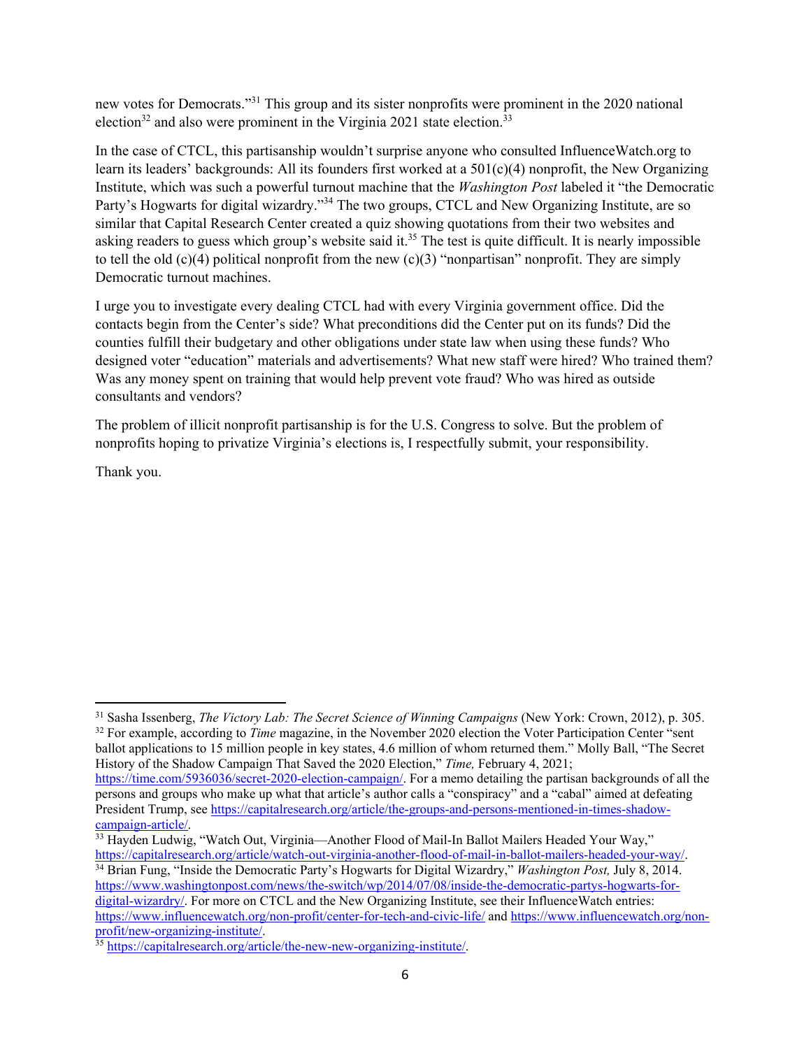new votes for Democrats."[31] This group and its sister nonprofits were prominent in the 2020 national election[32] and also were prominent in the Virginia 2021 state election.[33]

In the case of CTCL, this partisanship wouldn't surprise anyone who consulted InfluenceWatch.org to learn its leaders' backgrounds: All its founders first worked at a 501(c)(4) nonprofit, the New Organizing Institute, which was such a powerful turnout machine that the *Washington Post* labeled it "the Democratic Party's Hogwarts for digital wizardry."[34] The two groups, CTCL and New Organizing Institute, are so similar that Capital Research Center created a quiz showing quotations from their two websites and asking readers to guess which group's website said it.[35] The test is quite difficult. It is nearly impossible to tell the old (c)(4) political nonprofit from the new (c)(3) "nonpartisan" nonprofit. They are simply Democratic turnout machines.

I urge you to investigate every dealing CTCL had with every Virginia government office. Did the contacts begin from the Center's side? What preconditions did the Center put on its funds? Did the counties fulfill their budgetary and other obligations under state law when using these funds? Who designed voter "education" materials and advertisements? What new staff were hired? Who trained them? Was any money spent on training that would help prevent vote fraud? Who was hired as outside consultants and vendors?

The problem of illicit nonprofit partisanship is for the U.S. Congress to solve. But the problem of nonprofits hoping to privatize Virginia's elections is, I respectfully submit, your responsibility.

Thank you.

---

[31] Sasha Issenberg, *The Victory Lab: The Secret Science of Winning Campaigns* (New York: Crown, 2012), p. 305.

[32] For example, according to *Time* magazine, in the November 2020 election the Voter Participation Center "sent ballot applications to 15 million people in key states, 4.6 million of whom returned them." Molly Ball, "The Secret History of the Shadow Campaign That Saved the 2020 Election," *Time,* February 4, 2021; https://time.com/5936036/secret-2020-election-campaign/. For a memo detailing the partisan backgrounds of all the persons and groups who make up what that article's author calls a "conspiracy" and a "cabal" aimed at defeating President Trump, see https://capitalresearch.org/article/the-groups-and-persons-mentioned-in-times-shadow-campaign-article/.

[33] Hayden Ludwig, "Watch Out, Virginia—Another Flood of Mail-In Ballot Mailers Headed Your Way," https://capitalresearch.org/article/watch-out-virginia-another-flood-of-mail-in-ballot-mailers-headed-your-way/.

[34] Brian Fung, "Inside the Democratic Party's Hogwarts for Digital Wizardry," *Washington Post,* July 8, 2014. https://www.washingtonpost.com/news/the-switch/wp/2014/07/08/inside-the-democratic-partys-hogwarts-for-digital-wizardry/. For more on CTCL and the New Organizing Institute, see their InfluenceWatch entries: https://www.influencewatch.org/non-profit/center-for-tech-and-civic-life/ and https://www.influencewatch.org/non-profit/new-organizing-institute/.

[35] https://capitalresearch.org/article/the-new-new-organizing-institute/.